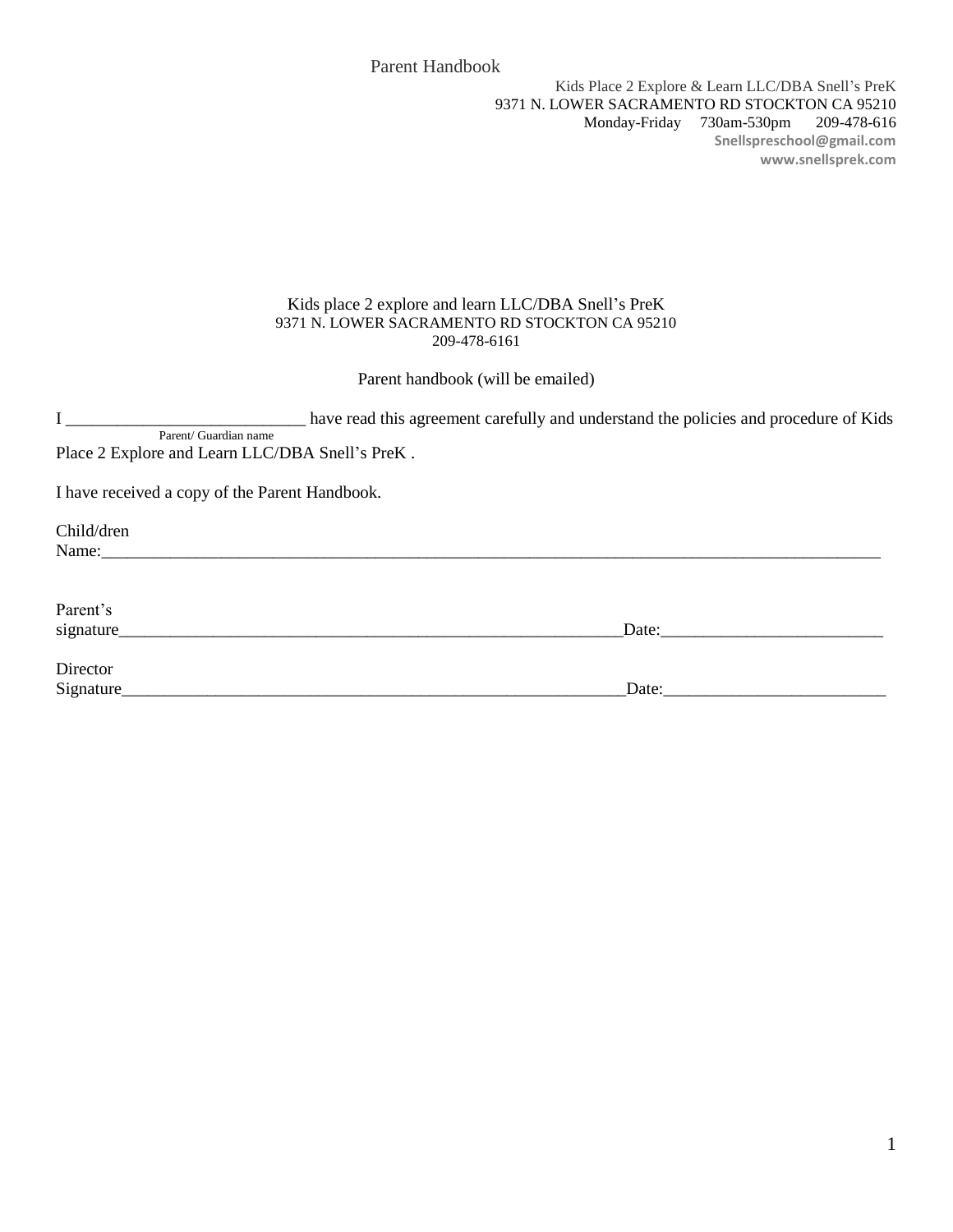Parent Handbook

Kids Place 2 Explore & Learn LLC/DBA Snell's PreK
9371 N. LOWER SACRAMENTO RD STOCKTON CA 95210
Monday-Friday 730am-530pm 209-478-616
**Snellspreschool@gmail.com**
**www.snellsprek.com**

Kids place 2 explore and learn LLC/DBA Snell's PreK
9371 N. LOWER SACRAMENTO RD STOCKTON CA 95210
209-478-6161

Parent handbook (will be emailed)

I ____________________________ have read this agreement carefully and understand the policies and procedure of Kids Place 2 Explore and Learn LLC/DBA Snell's PreK .
Parent/ Guardian name

I have received a copy of the Parent Handbook.

Child/dren Name:_____________________________________________________________________________________________

Parent's signature______________________________________________________________Date:__________________________

Director Signature______________________________________________________________Date:__________________________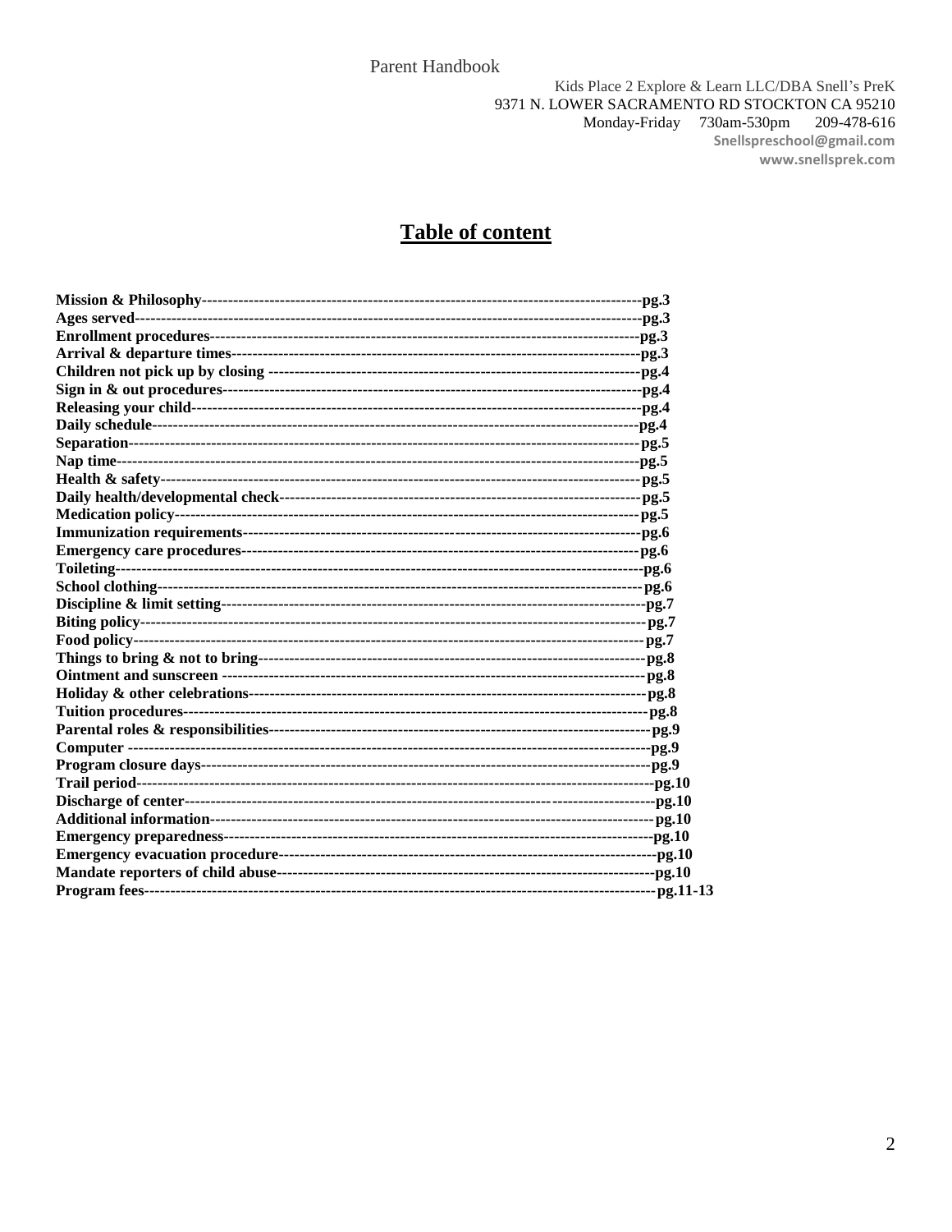Parent Handbook

Kids Place 2 Explore & Learn LLC/DBA Snell's PreK
9371 N. LOWER SACRAMENTO RD STOCKTON CA 95210
Monday-Friday 730am-530pm 209-478-616
Snellspreschool@gmail.com
www.snellsprek.com

# Table of content

**Mission & Philosophy------------------------------------------------------------------------------------pg.3**
**Ages served-------------------------------------------------------------------------------------------------pg.3**
**Enrollment procedures---------------------------------------------------------------------------------pg.3**
**Arrival & departure times-----------------------------------------------------------------------------pg.3**
**Children not pick up by closing -------------------------------------------------------------------pg.4**
**Sign in & out procedures------------------------------------------------------------------------------pg.4**
**Releasing your child-----------------------------------------------------------------------------------pg.4**
**Daily schedule-------------------------------------------------------------------------------------------pg.4**
**Separation------------------------------------------------------------------------------------------------pg.5**
**Nap time---------------------------------------------------------------------------------------------------pg.5**
**Health & safety------------------------------------------------------------------------------------------pg.5**
**Daily health/developmental check-----------------------------------------------------------------pg.5**
**Medication policy---------------------------------------------------------------------------------------pg.5**
**Immunization requirements--------------------------------------------------------------------------pg.6**
**Emergency care procedures--------------------------------------------------------------------------pg.6**
**Toileting----------------------------------------------------------------------------------------------------pg.6**
**School clothing------------------------------------------------------------------------------------------pg.6**
**Discipline & limit setting----------------------------------------------------------------------------pg.7**
**Biting policy----------------------------------------------------------------------------------------------pg.7**
**Food policy------------------------------------------------------------------------------------------------pg.7**
**Things to bring & not to bring----------------------------------------------------------------------pg.8**
**Ointment and sunscreen ------------------------------------------------------------------------------pg.8**
**Holiday & other celebrations------------------------------------------------------------------------pg.8**
**Tuition procedures--------------------------------------------------------------------------------------pg.8**
**Parental roles & responsibilities--------------------------------------------------------------------pg.9**
**Computer ---------------------------------------------------------------------------------------------------pg.9**
**Program closure days----------------------------------------------------------------------------------pg.9**
**Trail period-----------------------------------------------------------------------------------------------pg.10**
**Discharge of center------------------------------------------------------------------------------------pg.10**
**Additional information-------------------------------------------------------------------------------pg.10**
**Emergency preparedness----------------------------------------------------------------------------pg.10**
**Emergency evacuation procedure------------------------------------------------------------------pg.10**
**Mandate reporters of child abuse------------------------------------------------------------------pg.10**
**Program fees---------------------------------------------------------------------------------------------pg.11-13**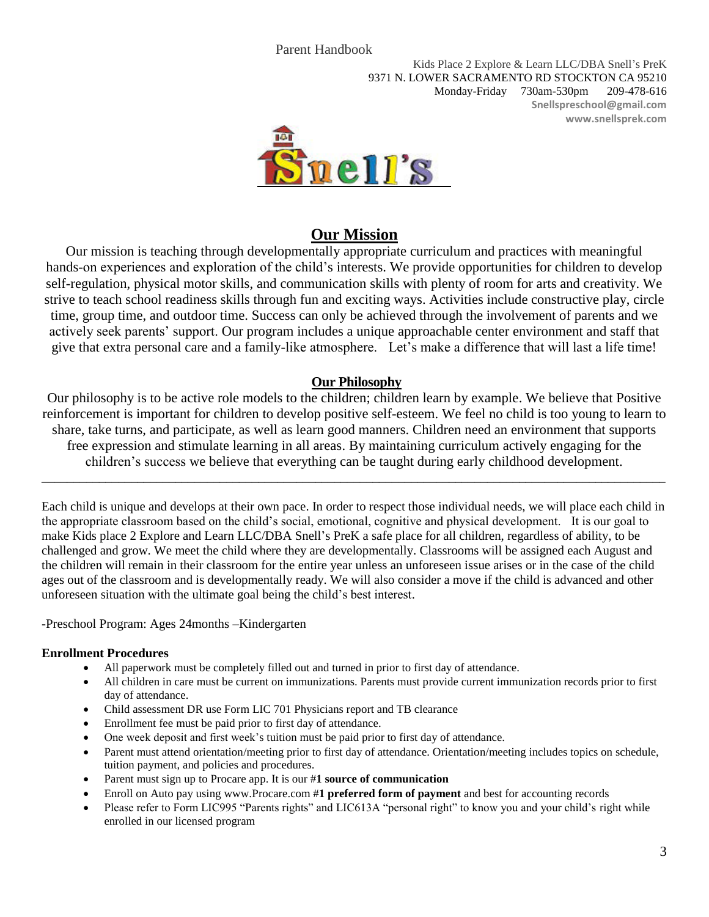Kids Place 2 Explore & Learn LLC/DBA Snell's PreK
9371 N. LOWER SACRAMENTO RD STOCKTON CA 95210
Monday-Friday 730am-530pm 209-478-616
Snellspreschool@gmail.com
www.snellsprek.com

## Our Mission

Our mission is teaching through developmentally appropriate curriculum and practices with meaningful hands-on experiences and exploration of the child's interests. We provide opportunities for children to develop self-regulation, physical motor skills, and communication skills with plenty of room for arts and creativity. We strive to teach school readiness skills through fun and exciting ways. Activities include constructive play, circle time, group time, and outdoor time. Success can only be achieved through the involvement of parents and we actively seek parents' support. Our program includes a unique approachable center environment and staff that give that extra personal care and a family-like atmosphere. Let's make a difference that will last a life time!

## Our Philosophy

Our philosophy is to be active role models to the children; children learn by example. We believe that Positive reinforcement is important for children to develop positive self-esteem. We feel no child is too young to learn to share, take turns, and participate, as well as learn good manners. Children need an environment that supports free expression and stimulate learning in all areas. By maintaining curriculum actively engaging for the children's success we believe that everything can be taught during early childhood development.

---

Each child is unique and develops at their own pace. In order to respect those individual needs, we will place each child in the appropriate classroom based on the child's social, emotional, cognitive and physical development. It is our goal to make Kids place 2 Explore and Learn LLC/DBA Snell's PreK a safe place for all children, regardless of ability, to be challenged and grow. We meet the child where they are developmentally. Classrooms will be assigned each August and the children will remain in their classroom for the entire year unless an unforeseen issue arises or in the case of the child ages out of the classroom and is developmentally ready. We will also consider a move if the child is advanced and other unforeseen situation with the ultimate goal being the child's best interest.

-Preschool Program: Ages 24months –Kindergarten

**Enrollment Procedures**

- All paperwork must be completely filled out and turned in prior to first day of attendance.
- All children in care must be current on immunizations. Parents must provide current immunization records prior to first day of attendance.
- Child assessment DR use Form LIC 701 Physicians report and TB clearance
- Enrollment fee must be paid prior to first day of attendance.
- One week deposit and first week's tuition must be paid prior to first day of attendance.
- Parent must attend orientation/meeting prior to first day of attendance. Orientation/meeting includes topics on schedule, tuition payment, and policies and procedures.
- Parent must sign up to Procare app. It is our #**1 source of communication**
- Enroll on Auto pay using www.Procare.com #**1 preferred form of payment** and best for accounting records
- Please refer to Form LIC995 "Parents rights" and LIC613A "personal right" to know you and your child's right while enrolled in our licensed program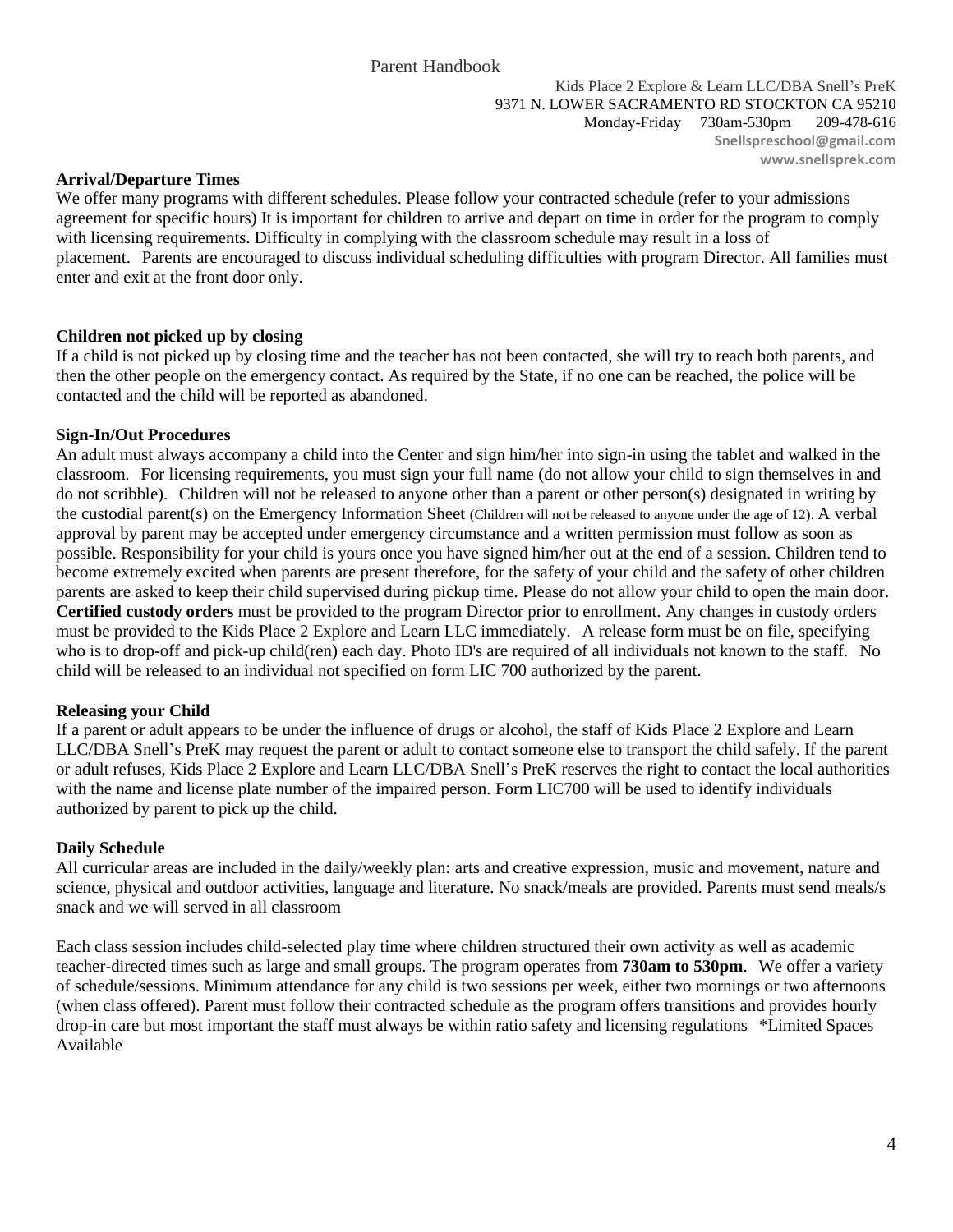Parent Handbook

Kids Place 2 Explore & Learn LLC/DBA Snell's PreK
9371 N. LOWER SACRAMENTO RD STOCKTON CA 95210
Monday-Friday 730am-530pm 209-478-616
Snellspreschool@gmail.com
www.snellsprek.com

**Arrival/Departure Times**

We offer many programs with different schedules. Please follow your contracted schedule (refer to your admissions agreement for specific hours) It is important for children to arrive and depart on time in order for the program to comply with licensing requirements. Difficulty in complying with the classroom schedule may result in a loss of placement. Parents are encouraged to discuss individual scheduling difficulties with program Director. All families must enter and exit at the front door only.

**Children not picked up by closing**

If a child is not picked up by closing time and the teacher has not been contacted, she will try to reach both parents, and then the other people on the emergency contact. As required by the State, if no one can be reached, the police will be contacted and the child will be reported as abandoned.

**Sign-In/Out Procedures**

An adult must always accompany a child into the Center and sign him/her into sign-in using the tablet and walked in the classroom. For licensing requirements, you must sign your full name (do not allow your child to sign themselves in and do not scribble). Children will not be released to anyone other than a parent or other person(s) designated in writing by the custodial parent(s) on the Emergency Information Sheet (Children will not be released to anyone under the age of 12). A verbal approval by parent may be accepted under emergency circumstance and a written permission must follow as soon as possible. Responsibility for your child is yours once you have signed him/her out at the end of a session. Children tend to become extremely excited when parents are present therefore, for the safety of your child and the safety of other children parents are asked to keep their child supervised during pickup time. Please do not allow your child to open the main door. **Certified custody orders** must be provided to the program Director prior to enrollment. Any changes in custody orders must be provided to the Kids Place 2 Explore and Learn LLC immediately. A release form must be on file, specifying who is to drop-off and pick-up child(ren) each day. Photo ID's are required of all individuals not known to the staff. No child will be released to an individual not specified on form LIC 700 authorized by the parent.

**Releasing your Child**

If a parent or adult appears to be under the influence of drugs or alcohol, the staff of Kids Place 2 Explore and Learn LLC/DBA Snell's PreK may request the parent or adult to contact someone else to transport the child safely. If the parent or adult refuses, Kids Place 2 Explore and Learn LLC/DBA Snell's PreK reserves the right to contact the local authorities with the name and license plate number of the impaired person. Form LIC700 will be used to identify individuals authorized by parent to pick up the child.

**Daily Schedule**

All curricular areas are included in the daily/weekly plan: arts and creative expression, music and movement, nature and science, physical and outdoor activities, language and literature. No snack/meals are provided. Parents must send meals/s snack and we will served in all classroom

Each class session includes child-selected play time where children structured their own activity as well as academic teacher-directed times such as large and small groups. The program operates from **730am to 530pm**. We offer a variety of schedule/sessions. Minimum attendance for any child is two sessions per week, either two mornings or two afternoons (when class offered). Parent must follow their contracted schedule as the program offers transitions and provides hourly drop-in care but most important the staff must always be within ratio safety and licensing regulations *Limited Spaces Available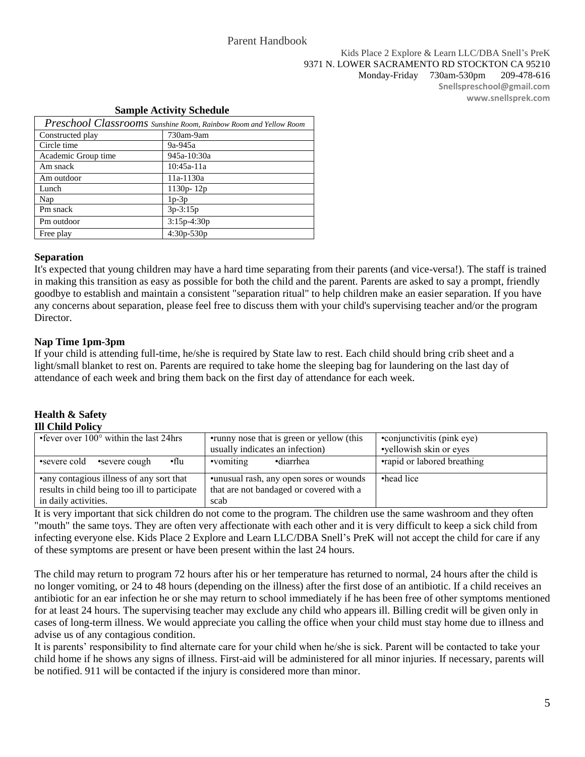Parent Handbook

Kids Place 2 Explore & Learn LLC/DBA Snell's PreK
9371 N. LOWER SACRAMENTO RD STOCKTON CA 95210
Monday-Friday 730am-530pm 209-478-616
Snellspreschool@gmail.com
www.snellsprek.com

**Sample Activity Schedule**

| *Preschool Classrooms* Sunshine Room, Rainbow Room and Yellow Room | |
|---|---|
| Constructed play | 730am-9am |
| Circle time | 9a-945a |
| Academic Group time | 945a-10:30a |
| Am snack | 10:45a-11a |
| Am outdoor | 11a-1130a |
| Lunch | 1130p- 12p |
| Nap | 1p-3p |
| Pm snack | 3p-3:15p |
| Pm outdoor | 3:15p-4:30p |
| Free play | 4:30p-530p |

**Separation**

It's expected that young children may have a hard time separating from their parents (and vice-versa!). The staff is trained in making this transition as easy as possible for both the child and the parent. Parents are asked to say a prompt, friendly goodbye to establish and maintain a consistent "separation ritual" to help children make an easier separation. If you have any concerns about separation, please feel free to discuss them with your child's supervising teacher and/or the program Director.

**Nap Time 1pm-3pm**

If your child is attending full-time, he/she is required by State law to rest. Each child should bring crib sheet and a light/small blanket to rest on. Parents are required to take home the sleeping bag for laundering on the last day of attendance of each week and bring them back on the first day of attendance for each week.

**Health & Safety**

**Ill Child Policy**

| | | |
|---|---|---|
| •fever over 100° within the last 24hrs | •runny nose that is green or yellow (this usually indicates an infection) | •conjunctivitis (pink eye) •yellowish skin or eyes |
| •severe cold •severe cough •flu | •vomiting •diarrhea | •rapid or labored breathing |
| •any contagious illness of any sort that results in child being too ill to participate in daily activities. | •unusual rash, any open sores or wounds that are not bandaged or covered with a scab | •head lice |

It is very important that sick children do not come to the program. The children use the same washroom and they often "mouth" the same toys. They are often very affectionate with each other and it is very difficult to keep a sick child from infecting everyone else. Kids Place 2 Explore and Learn LLC/DBA Snell's PreK will not accept the child for care if any of these symptoms are present or have been present within the last 24 hours.

The child may return to program 72 hours after his or her temperature has returned to normal, 24 hours after the child is no longer vomiting, or 24 to 48 hours (depending on the illness) after the first dose of an antibiotic. If a child receives an antibiotic for an ear infection he or she may return to school immediately if he has been free of other symptoms mentioned for at least 24 hours. The supervising teacher may exclude any child who appears ill. Billing credit will be given only in cases of long-term illness. We would appreciate you calling the office when your child must stay home due to illness and advise us of any contagious condition.

It is parents' responsibility to find alternate care for your child when he/she is sick. Parent will be contacted to take your child home if he shows any signs of illness. First-aid will be administered for all minor injuries. If necessary, parents will be notified. 911 will be contacted if the injury is considered more than minor.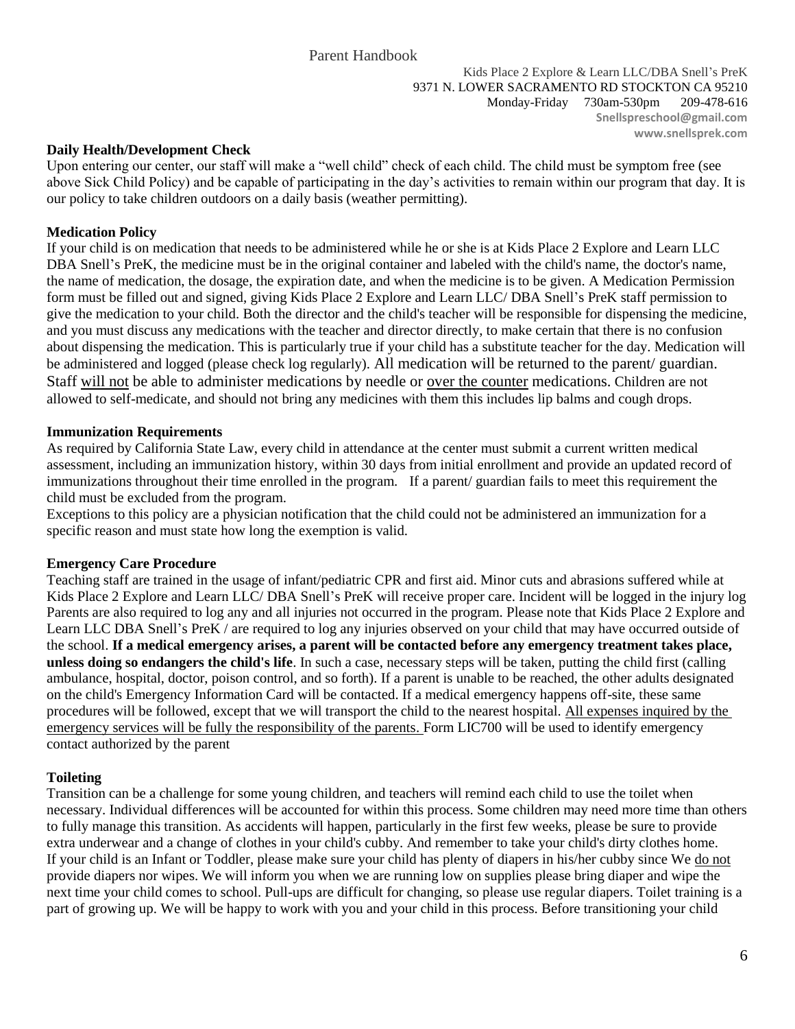**Daily Health/Development Check**

Upon entering our center, our staff will make a "well child" check of each child. The child must be symptom free (see above Sick Child Policy) and be capable of participating in the day's activities to remain within our program that day. It is our policy to take children outdoors on a daily basis (weather permitting).

**Medication Policy**

If your child is on medication that needs to be administered while he or she is at Kids Place 2 Explore and Learn LLC DBA Snell's PreK, the medicine must be in the original container and labeled with the child's name, the doctor's name, the name of medication, the dosage, the expiration date, and when the medicine is to be given. A Medication Permission form must be filled out and signed, giving Kids Place 2 Explore and Learn LLC/ DBA Snell's PreK staff permission to give the medication to your child. Both the director and the child's teacher will be responsible for dispensing the medicine, and you must discuss any medications with the teacher and director directly, to make certain that there is no confusion about dispensing the medication. This is particularly true if your child has a substitute teacher for the day. Medication will be administered and logged (please check log regularly). All medication will be returned to the parent/ guardian. Staff will not be able to administer medications by needle or over the counter medications. Children are not allowed to self-medicate, and should not bring any medicines with them this includes lip balms and cough drops.

**Immunization Requirements**

As required by California State Law, every child in attendance at the center must submit a current written medical assessment, including an immunization history, within 30 days from initial enrollment and provide an updated record of immunizations throughout their time enrolled in the program. If a parent/ guardian fails to meet this requirement the child must be excluded from the program.

Exceptions to this policy are a physician notification that the child could not be administered an immunization for a specific reason and must state how long the exemption is valid.

**Emergency Care Procedure**

Teaching staff are trained in the usage of infant/pediatric CPR and first aid. Minor cuts and abrasions suffered while at Kids Place 2 Explore and Learn LLC/ DBA Snell's PreK will receive proper care. Incident will be logged in the injury log Parents are also required to log any and all injuries not occurred in the program. Please note that Kids Place 2 Explore and Learn LLC DBA Snell's PreK / are required to log any injuries observed on your child that may have occurred outside of the school. **If a medical emergency arises, a parent will be contacted before any emergency treatment takes place, unless doing so endangers the child's life**. In such a case, necessary steps will be taken, putting the child first (calling ambulance, hospital, doctor, poison control, and so forth). If a parent is unable to be reached, the other adults designated on the child's Emergency Information Card will be contacted. If a medical emergency happens off-site, these same procedures will be followed, except that we will transport the child to the nearest hospital. All expenses inquired by the emergency services will be fully the responsibility of the parents. Form LIC700 will be used to identify emergency contact authorized by the parent

**Toileting**

Transition can be a challenge for some young children, and teachers will remind each child to use the toilet when necessary. Individual differences will be accounted for within this process. Some children may need more time than others to fully manage this transition. As accidents will happen, particularly in the first few weeks, please be sure to provide extra underwear and a change of clothes in your child's cubby. And remember to take your child's dirty clothes home. If your child is an Infant or Toddler, please make sure your child has plenty of diapers in his/her cubby since We do not provide diapers nor wipes. We will inform you when we are running low on supplies please bring diaper and wipe the next time your child comes to school. Pull-ups are difficult for changing, so please use regular diapers. Toilet training is a part of growing up. We will be happy to work with you and your child in this process. Before transitioning your child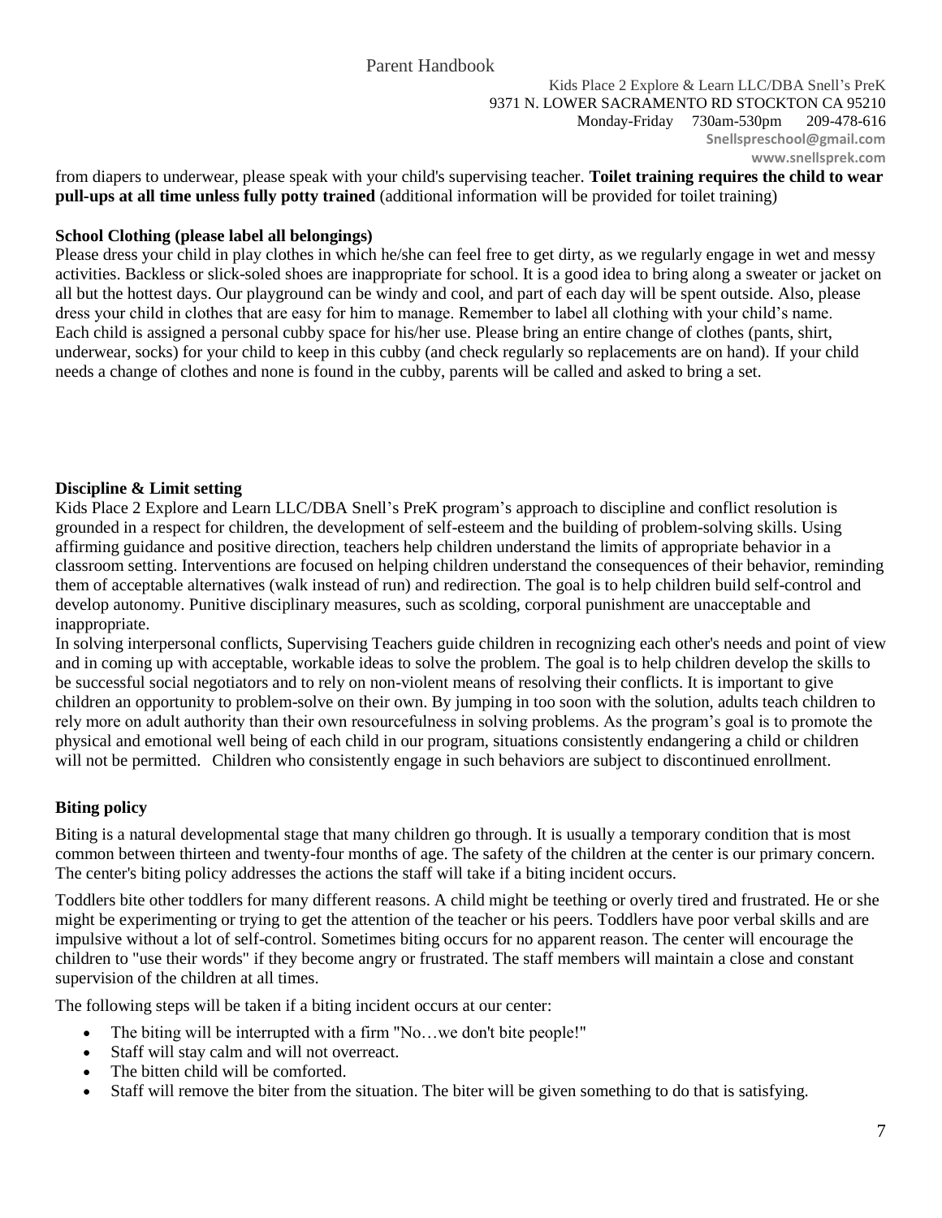from diapers to underwear, please speak with your child's supervising teacher. **Toilet training requires the child to wear pull-ups at all time unless fully potty trained** (additional information will be provided for toilet training)

**School Clothing (please label all belongings)**

Please dress your child in play clothes in which he/she can feel free to get dirty, as we regularly engage in wet and messy activities. Backless or slick-soled shoes are inappropriate for school. It is a good idea to bring along a sweater or jacket on all but the hottest days. Our playground can be windy and cool, and part of each day will be spent outside. Also, please dress your child in clothes that are easy for him to manage. Remember to label all clothing with your child's name. Each child is assigned a personal cubby space for his/her use. Please bring an entire change of clothes (pants, shirt, underwear, socks) for your child to keep in this cubby (and check regularly so replacements are on hand). If your child needs a change of clothes and none is found in the cubby, parents will be called and asked to bring a set.

**Discipline & Limit setting**

Kids Place 2 Explore and Learn LLC/DBA Snell's PreK program's approach to discipline and conflict resolution is grounded in a respect for children, the development of self-esteem and the building of problem-solving skills. Using affirming guidance and positive direction, teachers help children understand the limits of appropriate behavior in a classroom setting. Interventions are focused on helping children understand the consequences of their behavior, reminding them of acceptable alternatives (walk instead of run) and redirection. The goal is to help children build self-control and develop autonomy. Punitive disciplinary measures, such as scolding, corporal punishment are unacceptable and inappropriate.

In solving interpersonal conflicts, Supervising Teachers guide children in recognizing each other's needs and point of view and in coming up with acceptable, workable ideas to solve the problem. The goal is to help children develop the skills to be successful social negotiators and to rely on non-violent means of resolving their conflicts. It is important to give children an opportunity to problem-solve on their own. By jumping in too soon with the solution, adults teach children to rely more on adult authority than their own resourcefulness in solving problems. As the program's goal is to promote the physical and emotional well being of each child in our program, situations consistently endangering a child or children will not be permitted. Children who consistently engage in such behaviors are subject to discontinued enrollment.

**Biting policy**

Biting is a natural developmental stage that many children go through. It is usually a temporary condition that is most common between thirteen and twenty-four months of age. The safety of the children at the center is our primary concern. The center's biting policy addresses the actions the staff will take if a biting incident occurs.

Toddlers bite other toddlers for many different reasons. A child might be teething or overly tired and frustrated. He or she might be experimenting or trying to get the attention of the teacher or his peers. Toddlers have poor verbal skills and are impulsive without a lot of self-control. Sometimes biting occurs for no apparent reason. The center will encourage the children to "use their words" if they become angry or frustrated. The staff members will maintain a close and constant supervision of the children at all times.

The following steps will be taken if a biting incident occurs at our center:

- The biting will be interrupted with a firm "No…we don't bite people!"
- Staff will stay calm and will not overreact.
- The bitten child will be comforted.
- Staff will remove the biter from the situation. The biter will be given something to do that is satisfying.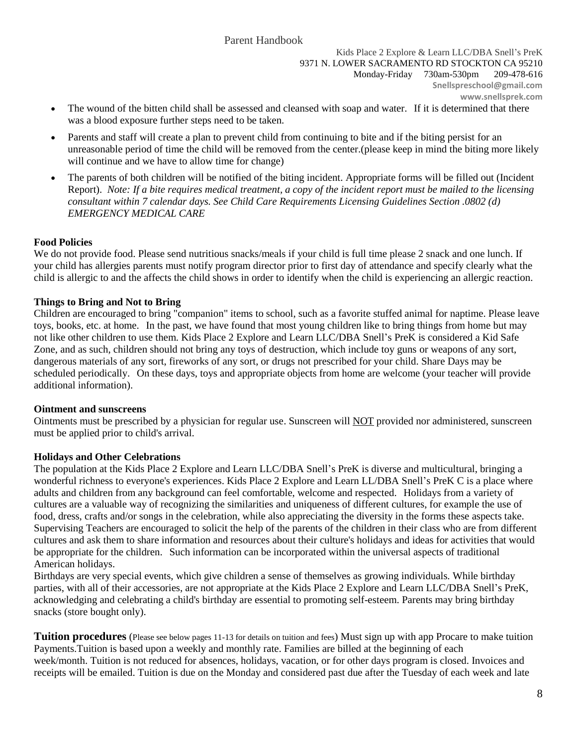- The wound of the bitten child shall be assessed and cleansed with soap and water. If it is determined that there was a blood exposure further steps need to be taken.
- Parents and staff will create a plan to prevent child from continuing to bite and if the biting persist for an unreasonable period of time the child will be removed from the center.(please keep in mind the biting more likely will continue and we have to allow time for change)
- The parents of both children will be notified of the biting incident. Appropriate forms will be filled out (Incident Report). *Note: If a bite requires medical treatment, a copy of the incident report must be mailed to the licensing consultant within 7 calendar days. See Child Care Requirements Licensing Guidelines Section .0802 (d) EMERGENCY MEDICAL CARE*

**Food Policies**

We do not provide food. Please send nutritious snacks/meals if your child is full time please 2 snack and one lunch. If your child has allergies parents must notify program director prior to first day of attendance and specify clearly what the child is allergic to and the affects the child shows in order to identify when the child is experiencing an allergic reaction.

**Things to Bring and Not to Bring**

Children are encouraged to bring "companion" items to school, such as a favorite stuffed animal for naptime. Please leave toys, books, etc. at home. In the past, we have found that most young children like to bring things from home but may not like other children to use them. Kids Place 2 Explore and Learn LLC/DBA Snell's PreK is considered a Kid Safe Zone, and as such, children should not bring any toys of destruction, which include toy guns or weapons of any sort, dangerous materials of any sort, fireworks of any sort, or drugs not prescribed for your child. Share Days may be scheduled periodically. On these days, toys and appropriate objects from home are welcome (your teacher will provide additional information).

**Ointment and sunscreens**

Ointments must be prescribed by a physician for regular use. Sunscreen will <u>NOT</u> provided nor administered, sunscreen must be applied prior to child's arrival.

**Holidays and Other Celebrations**

The population at the Kids Place 2 Explore and Learn LLC/DBA Snell's PreK is diverse and multicultural, bringing a wonderful richness to everyone's experiences. Kids Place 2 Explore and Learn LL/DBA Snell's PreK C is a place where adults and children from any background can feel comfortable, welcome and respected. Holidays from a variety of cultures are a valuable way of recognizing the similarities and uniqueness of different cultures, for example the use of food, dress, crafts and/or songs in the celebration, while also appreciating the diversity in the forms these aspects take. Supervising Teachers are encouraged to solicit the help of the parents of the children in their class who are from different cultures and ask them to share information and resources about their culture's holidays and ideas for activities that would be appropriate for the children. Such information can be incorporated within the universal aspects of traditional American holidays.

Birthdays are very special events, which give children a sense of themselves as growing individuals. While birthday parties, with all of their accessories, are not appropriate at the Kids Place 2 Explore and Learn LLC/DBA Snell's PreK, acknowledging and celebrating a child's birthday are essential to promoting self-esteem. Parents may bring birthday snacks (store bought only).

**Tuition procedures** (Please see below pages 11-13 for details on tuition and fees) Must sign up with app Procare to make tuition Payments.Tuition is based upon a weekly and monthly rate. Families are billed at the beginning of each week/month. Tuition is not reduced for absences, holidays, vacation, or for other days program is closed. Invoices and receipts will be emailed. Tuition is due on the Monday and considered past due after the Tuesday of each week and late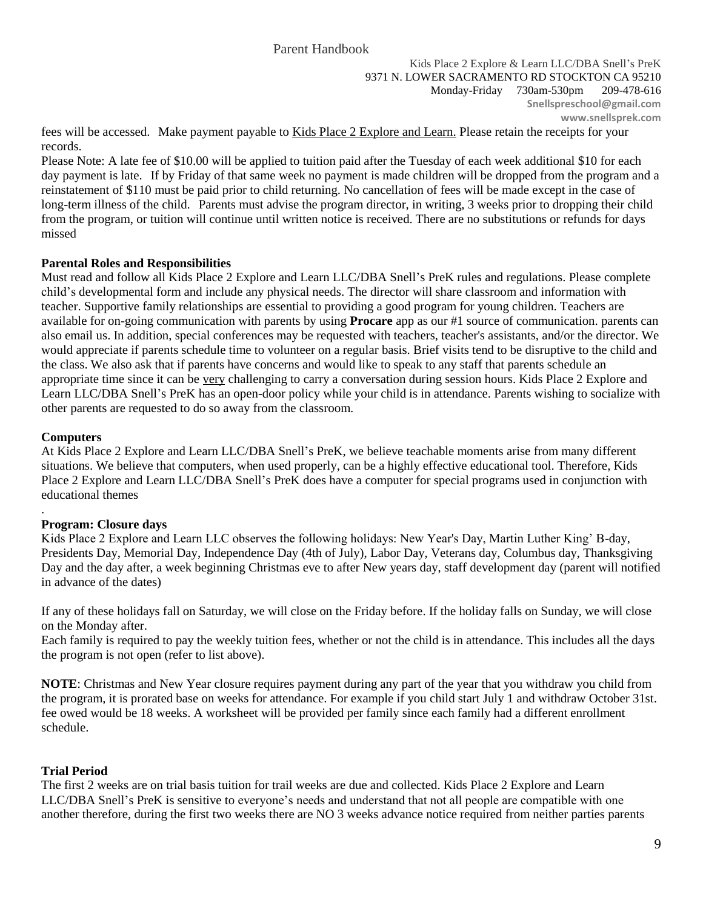fees will be accessed. Make payment payable to Kids Place 2 Explore and Learn. Please retain the receipts for your records.

Please Note: A late fee of $10.00 will be applied to tuition paid after the Tuesday of each week additional $10 for each day payment is late. If by Friday of that same week no payment is made children will be dropped from the program and a reinstatement of $110 must be paid prior to child returning. No cancellation of fees will be made except in the case of long-term illness of the child. Parents must advise the program director, in writing, 3 weeks prior to dropping their child from the program, or tuition will continue until written notice is received. There are no substitutions or refunds for days missed

**Parental Roles and Responsibilities**

Must read and follow all Kids Place 2 Explore and Learn LLC/DBA Snell's PreK rules and regulations. Please complete child's developmental form and include any physical needs. The director will share classroom and information with teacher. Supportive family relationships are essential to providing a good program for young children. Teachers are available for on-going communication with parents by using **Procare** app as our #1 source of communication. parents can also email us. In addition, special conferences may be requested with teachers, teacher's assistants, and/or the director. We would appreciate if parents schedule time to volunteer on a regular basis. Brief visits tend to be disruptive to the child and the class. We also ask that if parents have concerns and would like to speak to any staff that parents schedule an appropriate time since it can be very challenging to carry a conversation during session hours. Kids Place 2 Explore and Learn LLC/DBA Snell's PreK has an open-door policy while your child is in attendance. Parents wishing to socialize with other parents are requested to do so away from the classroom.

**Computers**

At Kids Place 2 Explore and Learn LLC/DBA Snell's PreK, we believe teachable moments arise from many different situations. We believe that computers, when used properly, can be a highly effective educational tool. Therefore, Kids Place 2 Explore and Learn LLC/DBA Snell's PreK does have a computer for special programs used in conjunction with educational themes

.

**Program: Closure days**

Kids Place 2 Explore and Learn LLC observes the following holidays: New Year's Day, Martin Luther King' B-day, Presidents Day, Memorial Day, Independence Day (4th of July), Labor Day, Veterans day, Columbus day, Thanksgiving Day and the day after, a week beginning Christmas eve to after New years day, staff development day (parent will notified in advance of the dates)

If any of these holidays fall on Saturday, we will close on the Friday before. If the holiday falls on Sunday, we will close on the Monday after.

Each family is required to pay the weekly tuition fees, whether or not the child is in attendance. This includes all the days the program is not open (refer to list above).

**NOTE**: Christmas and New Year closure requires payment during any part of the year that you withdraw you child from the program, it is prorated base on weeks for attendance. For example if you child start July 1 and withdraw October 31st. fee owed would be 18 weeks. A worksheet will be provided per family since each family had a different enrollment schedule.

**Trial Period**

The first 2 weeks are on trial basis tuition for trail weeks are due and collected. Kids Place 2 Explore and Learn LLC/DBA Snell's PreK is sensitive to everyone's needs and understand that not all people are compatible with one another therefore, during the first two weeks there are NO 3 weeks advance notice required from neither parties parents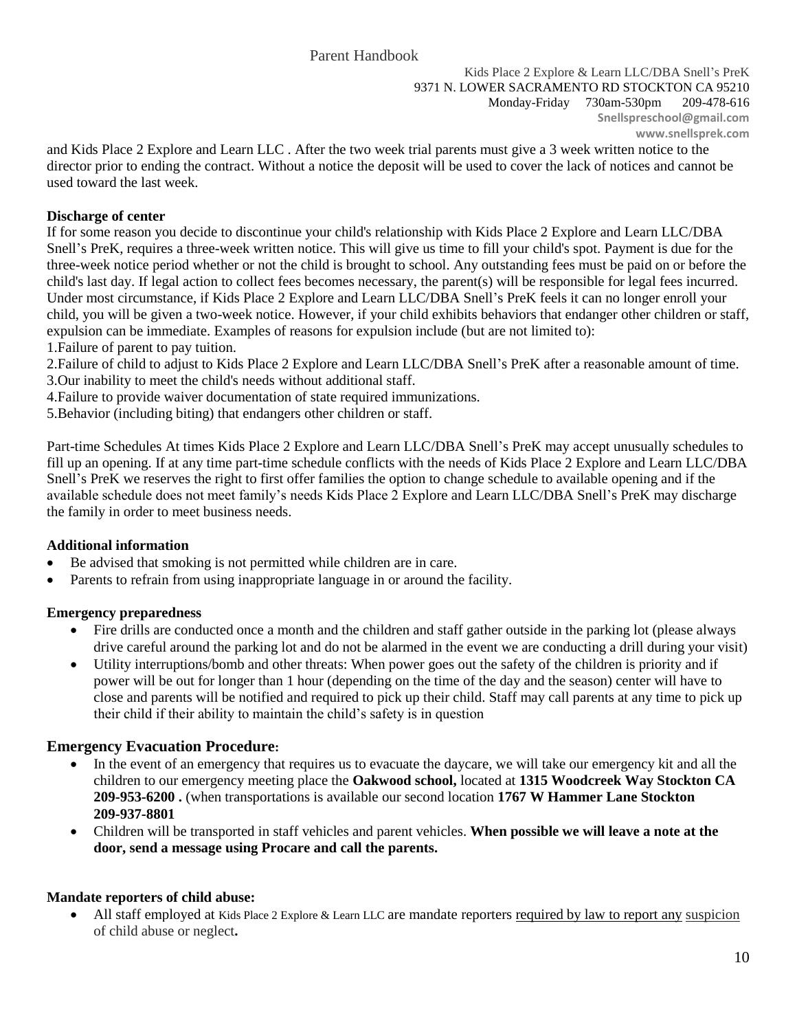and Kids Place 2 Explore and Learn LLC . After the two week trial parents must give a 3 week written notice to the director prior to ending the contract. Without a notice the deposit will be used to cover the lack of notices and cannot be used toward the last week.

**Discharge of center**

If for some reason you decide to discontinue your child's relationship with Kids Place 2 Explore and Learn LLC/DBA Snell's PreK, requires a three-week written notice. This will give us time to fill your child's spot. Payment is due for the three-week notice period whether or not the child is brought to school. Any outstanding fees must be paid on or before the child's last day. If legal action to collect fees becomes necessary, the parent(s) will be responsible for legal fees incurred. Under most circumstance, if Kids Place 2 Explore and Learn LLC/DBA Snell's PreK feels it can no longer enroll your child, you will be given a two-week notice. However, if your child exhibits behaviors that endanger other children or staff, expulsion can be immediate. Examples of reasons for expulsion include (but are not limited to):

1.Failure of parent to pay tuition.
2.Failure of child to adjust to Kids Place 2 Explore and Learn LLC/DBA Snell's PreK after a reasonable amount of time.
3.Our inability to meet the child's needs without additional staff.
4.Failure to provide waiver documentation of state required immunizations.
5.Behavior (including biting) that endangers other children or staff.

Part-time Schedules At times Kids Place 2 Explore and Learn LLC/DBA Snell's PreK may accept unusually schedules to fill up an opening. If at any time part-time schedule conflicts with the needs of Kids Place 2 Explore and Learn LLC/DBA Snell's PreK we reserves the right to first offer families the option to change schedule to available opening and if the available schedule does not meet family's needs Kids Place 2 Explore and Learn LLC/DBA Snell's PreK may discharge the family in order to meet business needs.

**Additional information**

- Be advised that smoking is not permitted while children are in care.
- Parents to refrain from using inappropriate language in or around the facility.

**Emergency preparedness**

- Fire drills are conducted once a month and the children and staff gather outside in the parking lot (please always drive careful around the parking lot and do not be alarmed in the event we are conducting a drill during your visit)
- Utility interruptions/bomb and other threats: When power goes out the safety of the children is priority and if power will be out for longer than 1 hour (depending on the time of the day and the season) center will have to close and parents will be notified and required to pick up their child. Staff may call parents at any time to pick up their child if their ability to maintain the child's safety is in question

## Emergency Evacuation Procedure:

- In the event of an emergency that requires us to evacuate the daycare, we will take our emergency kit and all the children to our emergency meeting place the **Oakwood school,** located at **1315 Woodcreek Way Stockton CA 209-953-6200 .** (when transportations is available our second location **1767 W Hammer Lane Stockton 209-937-8801**
- Children will be transported in staff vehicles and parent vehicles. **When possible we will leave a note at the door, send a message using Procare and call the parents.**

**Mandate reporters of child abuse:**

- All staff employed at Kids Place 2 Explore & Learn LLC are mandate reporters required by law to report any suspicion of child abuse or neglect**.**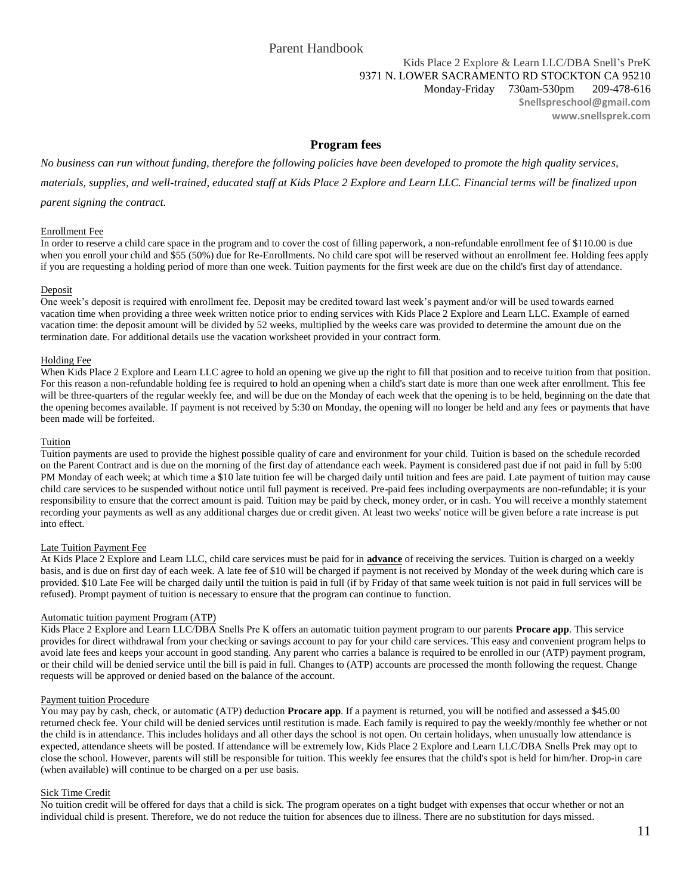## Program fees

*No business can run without funding, therefore the following policies have been developed to promote the high quality services, materials, supplies, and well-trained, educated staff at Kids Place 2 Explore and Learn LLC. Financial terms will be finalized upon parent signing the contract.*

### Enrollment Fee

In order to reserve a child care space in the program and to cover the cost of filling paperwork, a non-refundable enrollment fee of $110.00 is due when you enroll your child and $55 (50%) due for Re-Enrollments. No child care spot will be reserved without an enrollment fee. Holding fees apply if you are requesting a holding period of more than one week. Tuition payments for the first week are due on the child's first day of attendance.

### Deposit

One week's deposit is required with enrollment fee. Deposit may be credited toward last week's payment and/or will be used towards earned vacation time when providing a three week written notice prior to ending services with Kids Place 2 Explore and Learn LLC. Example of earned vacation time: the deposit amount will be divided by 52 weeks, multiplied by the weeks care was provided to determine the amount due on the termination date. For additional details use the vacation worksheet provided in your contract form.

### Holding Fee

When Kids Place 2 Explore and Learn LLC agree to hold an opening we give up the right to fill that position and to receive tuition from that position. For this reason a non-refundable holding fee is required to hold an opening when a child's start date is more than one week after enrollment. This fee will be three-quarters of the regular weekly fee, and will be due on the Monday of each week that the opening is to be held, beginning on the date that the opening becomes available. If payment is not received by 5:30 on Monday, the opening will no longer be held and any fees or payments that have been made will be forfeited.

### Tuition

Tuition payments are used to provide the highest possible quality of care and environment for your child. Tuition is based on the schedule recorded on the Parent Contract and is due on the morning of the first day of attendance each week. Payment is considered past due if not paid in full by 5:00 PM Monday of each week; at which time a $10 late tuition fee will be charged daily until tuition and fees are paid. Late payment of tuition may cause child care services to be suspended without notice until full payment is received. Pre-paid fees including overpayments are non-refundable; it is your responsibility to ensure that the correct amount is paid. Tuition may be paid by check, money order, or in cash. You will receive a monthly statement recording your payments as well as any additional charges due or credit given. At least two weeks' notice will be given before a rate increase is put into effect.

### Late Tuition Payment Fee

At Kids Place 2 Explore and Learn LLC, child care services must be paid for in **advance** of receiving the services. Tuition is charged on a weekly basis, and is due on first day of each week. A late fee of $10 will be charged if payment is not received by Monday of the week during which care is provided. $10 Late Fee will be charged daily until the tuition is paid in full (if by Friday of that same week tuition is not paid in full services will be refused). Prompt payment of tuition is necessary to ensure that the program can continue to function.

### Automatic tuition payment Program (ATP)

Kids Place 2 Explore and Learn LLC/DBA Snells Pre K offers an automatic tuition payment program to our parents **Procare app**. This service provides for direct withdrawal from your checking or savings account to pay for your child care services. This easy and convenient program helps to avoid late fees and keeps your account in good standing. Any parent who carries a balance is required to be enrolled in our (ATP) payment program, or their child will be denied service until the bill is paid in full. Changes to (ATP) accounts are processed the month following the request. Change requests will be approved or denied based on the balance of the account.

### Payment tuition Procedure

You may pay by cash, check, or automatic (ATP) deduction **Procare app**. If a payment is returned, you will be notified and assessed a $45.00 returned check fee. Your child will be denied services until restitution is made. Each family is required to pay the weekly/monthly fee whether or not the child is in attendance. This includes holidays and all other days the school is not open. On certain holidays, when unusually low attendance is expected, attendance sheets will be posted. If attendance will be extremely low, Kids Place 2 Explore and Learn LLC/DBA Snells Prek may opt to close the school. However, parents will still be responsible for tuition. This weekly fee ensures that the child's spot is held for him/her. Drop-in care (when available) will continue to be charged on a per use basis.

### Sick Time Credit

No tuition credit will be offered for days that a child is sick. The program operates on a tight budget with expenses that occur whether or not an individual child is present. Therefore, we do not reduce the tuition for absences due to illness. There are no substitution for days missed.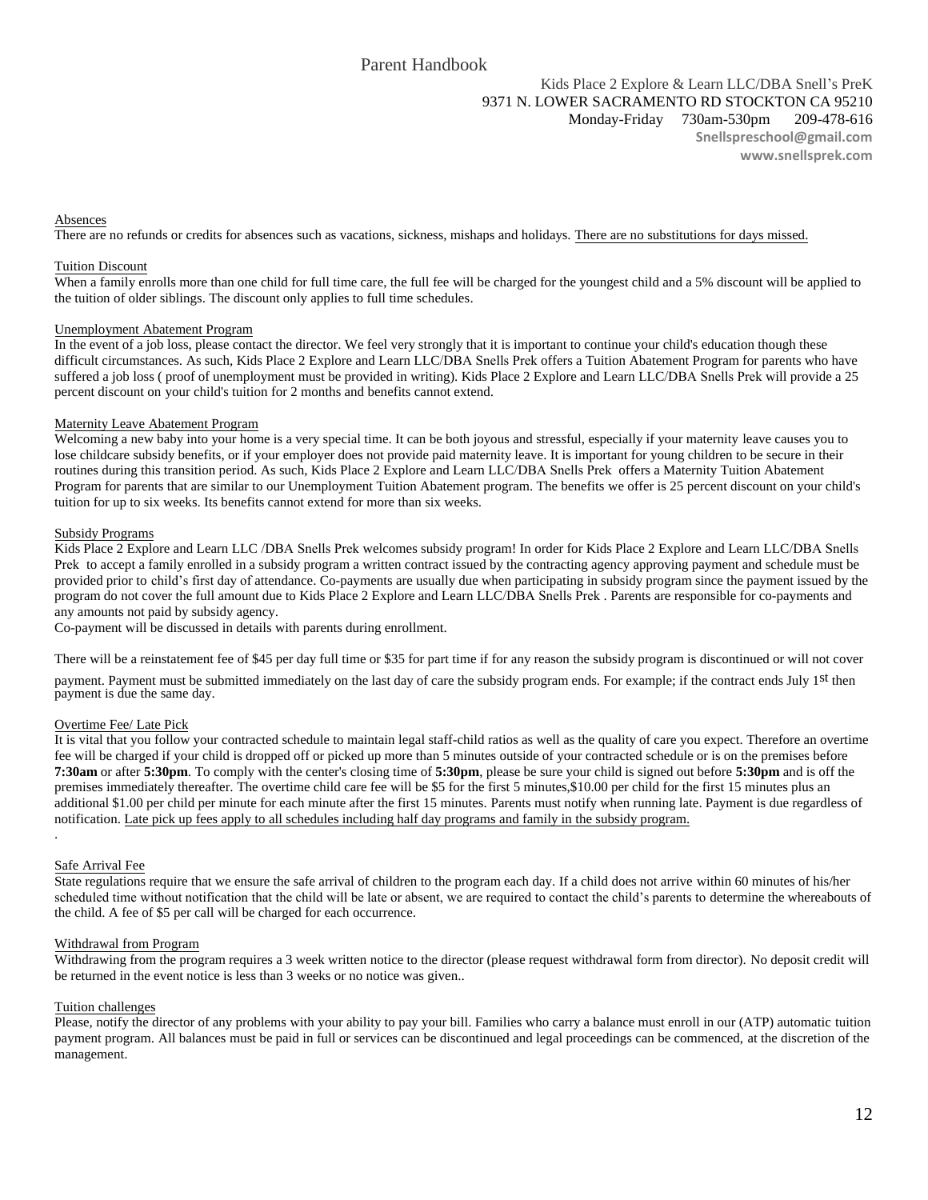Parent Handbook

Kids Place 2 Explore & Learn LLC/DBA Snell's PreK
9371 N. LOWER SACRAMENTO RD STOCKTON CA 95210
Monday-Friday 730am-530pm 209-478-616
Snellspreschool@gmail.com
www.snellsprek.com

<u>Absences</u>

There are no refunds or credits for absences such as vacations, sickness, mishaps and holidays. <u>There are no substitutions for days missed.</u>

<u>Tuition Discount</u>

When a family enrolls more than one child for full time care, the full fee will be charged for the youngest child and a 5% discount will be applied to the tuition of older siblings. The discount only applies to full time schedules.

<u>Unemployment Abatement Program</u>

In the event of a job loss, please contact the director. We feel very strongly that it is important to continue your child's education though these difficult circumstances. As such, Kids Place 2 Explore and Learn LLC/DBA Snells Prek offers a Tuition Abatement Program for parents who have suffered a job loss ( proof of unemployment must be provided in writing). Kids Place 2 Explore and Learn LLC/DBA Snells Prek will provide a 25 percent discount on your child's tuition for 2 months and benefits cannot extend.

<u>Maternity Leave Abatement Program</u>

Welcoming a new baby into your home is a very special time. It can be both joyous and stressful, especially if your maternity leave causes you to lose childcare subsidy benefits, or if your employer does not provide paid maternity leave. It is important for young children to be secure in their routines during this transition period. As such, Kids Place 2 Explore and Learn LLC/DBA Snells Prek offers a Maternity Tuition Abatement Program for parents that are similar to our Unemployment Tuition Abatement program. The benefits we offer is 25 percent discount on your child's tuition for up to six weeks. Its benefits cannot extend for more than six weeks.

<u>Subsidy Programs</u>

Kids Place 2 Explore and Learn LLC /DBA Snells Prek welcomes subsidy program! In order for Kids Place 2 Explore and Learn LLC/DBA Snells Prek to accept a family enrolled in a subsidy program a written contract issued by the contracting agency approving payment and schedule must be provided prior to child's first day of attendance. Co-payments are usually due when participating in subsidy program since the payment issued by the program do not cover the full amount due to Kids Place 2 Explore and Learn LLC/DBA Snells Prek . Parents are responsible for co-payments and any amounts not paid by subsidy agency.
Co-payment will be discussed in details with parents during enrollment.

There will be a reinstatement fee of $45 per day full time or $35 for part time if for any reason the subsidy program is discontinued or will not cover payment. Payment must be submitted immediately on the last day of care the subsidy program ends. For example; if the contract ends July 1st then payment is due the same day.

<u>Overtime Fee/ Late Pick</u>

It is vital that you follow your contracted schedule to maintain legal staff-child ratios as well as the quality of care you expect. Therefore an overtime fee will be charged if your child is dropped off or picked up more than 5 minutes outside of your contracted schedule or is on the premises before **7:30am** or after **5:30pm**. To comply with the center's closing time of **5:30pm**, please be sure your child is signed out before **5:30pm** and is off the premises immediately thereafter. The overtime child care fee will be $5 for the first 5 minutes,$10.00 per child for the first 15 minutes plus an additional $1.00 per child per minute for each minute after the first 15 minutes. Parents must notify when running late. Payment is due regardless of notification. <u>Late pick up fees apply to all schedules including half day programs and family in the subsidy program.</u>

<u>Safe Arrival Fee</u>

State regulations require that we ensure the safe arrival of children to the program each day. If a child does not arrive within 60 minutes of his/her scheduled time without notification that the child will be late or absent, we are required to contact the child's parents to determine the whereabouts of the child. A fee of $5 per call will be charged for each occurrence.

<u>Withdrawal from Program</u>

Withdrawing from the program requires a 3 week written notice to the director (please request withdrawal form from director). No deposit credit will be returned in the event notice is less than 3 weeks or no notice was given..

<u>Tuition challenges</u>

Please, notify the director of any problems with your ability to pay your bill. Families who carry a balance must enroll in our (ATP) automatic tuition payment program. All balances must be paid in full or services can be discontinued and legal proceedings can be commenced, at the discretion of the management.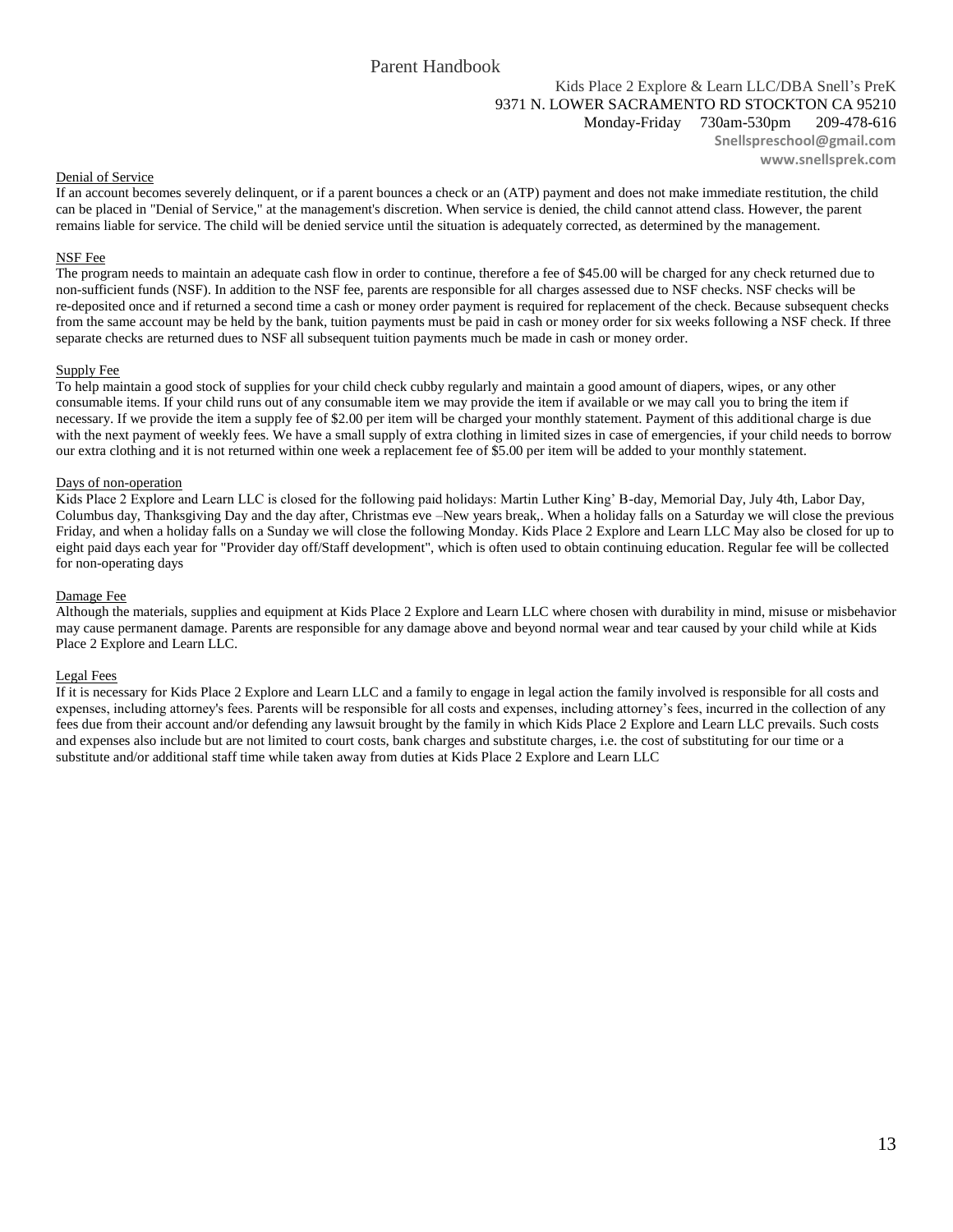Denial of Service

If an account becomes severely delinquent, or if a parent bounces a check or an (ATP) payment and does not make immediate restitution, the child can be placed in "Denial of Service," at the management's discretion. When service is denied, the child cannot attend class. However, the parent remains liable for service. The child will be denied service until the situation is adequately corrected, as determined by the management.

NSF Fee

The program needs to maintain an adequate cash flow in order to continue, therefore a fee of $45.00 will be charged for any check returned due to non-sufficient funds (NSF). In addition to the NSF fee, parents are responsible for all charges assessed due to NSF checks. NSF checks will be re-deposited once and if returned a second time a cash or money order payment is required for replacement of the check. Because subsequent checks from the same account may be held by the bank, tuition payments must be paid in cash or money order for six weeks following a NSF check. If three separate checks are returned dues to NSF all subsequent tuition payments much be made in cash or money order.

Supply Fee

To help maintain a good stock of supplies for your child check cubby regularly and maintain a good amount of diapers, wipes, or any other consumable items. If your child runs out of any consumable item we may provide the item if available or we may call you to bring the item if necessary. If we provide the item a supply fee of $2.00 per item will be charged your monthly statement. Payment of this additional charge is due with the next payment of weekly fees. We have a small supply of extra clothing in limited sizes in case of emergencies, if your child needs to borrow our extra clothing and it is not returned within one week a replacement fee of $5.00 per item will be added to your monthly statement.

Days of non-operation

Kids Place 2 Explore and Learn LLC is closed for the following paid holidays: Martin Luther King' B-day, Memorial Day, July 4th, Labor Day, Columbus day, Thanksgiving Day and the day after, Christmas eve –New years break,. When a holiday falls on a Saturday we will close the previous Friday, and when a holiday falls on a Sunday we will close the following Monday. Kids Place 2 Explore and Learn LLC May also be closed for up to eight paid days each year for "Provider day off/Staff development", which is often used to obtain continuing education. Regular fee will be collected for non-operating days

Damage Fee

Although the materials, supplies and equipment at Kids Place 2 Explore and Learn LLC where chosen with durability in mind, misuse or misbehavior may cause permanent damage. Parents are responsible for any damage above and beyond normal wear and tear caused by your child while at Kids Place 2 Explore and Learn LLC.

Legal Fees

If it is necessary for Kids Place 2 Explore and Learn LLC and a family to engage in legal action the family involved is responsible for all costs and expenses, including attorney's fees. Parents will be responsible for all costs and expenses, including attorney's fees, incurred in the collection of any fees due from their account and/or defending any lawsuit brought by the family in which Kids Place 2 Explore and Learn LLC prevails. Such costs and expenses also include but are not limited to court costs, bank charges and substitute charges, i.e. the cost of substituting for our time or a substitute and/or additional staff time while taken away from duties at Kids Place 2 Explore and Learn LLC